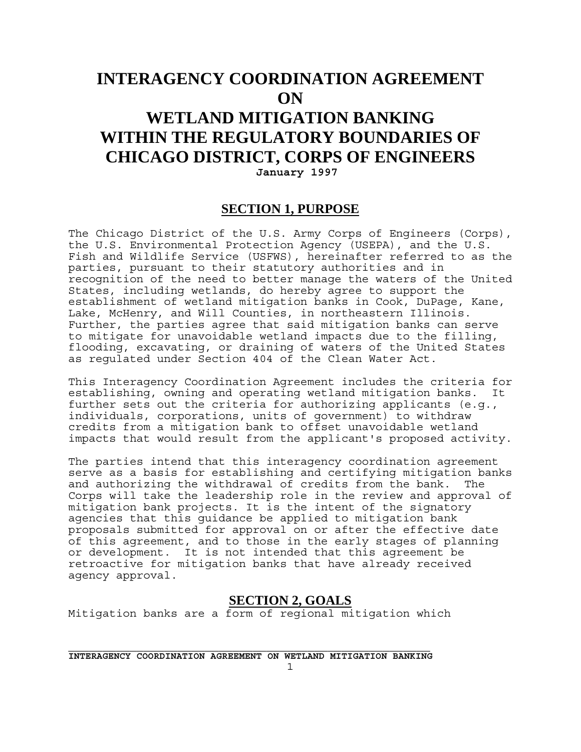# INTERAGENCY COORDINATION AGREEMENT ON WETLAND MITIGATION BANKING WITHIN THE REGULATORY BOUNDARIES OF CHICAGO DISTRICT, CORPS OF ENGINEERS

**January 1997**

## SECTION 1, PURPOSE

The Chicago District of the U.S. Army Corps of Engineers (Corps), the U.S. Environmental Protection Agency (USEPA), and the U.S. Fish and Wildlife Service (USFWS), hereinafter referred to as the parties, pursuant to their statutory authorities and in recognition of the need to better manage the waters of the United States, including wetlands, do hereby agree to support the establishment of wetland mitigation banks in Cook, DuPage, Kane, Lake, McHenry, and Will Counties, in northeastern Illinois. Further, the parties agree that said mitigation banks can serve to mitigate for unavoidable wetland impacts due to the filling, flooding, excavating, or draining of waters of the United States as regulated under Section 404 of the Clean Water Act.

This Interagency Coordination Agreement includes the criteria for establishing, owning and operating wetland mitigation banks. It further sets out the criteria for authorizing applicants (e.g., individuals, corporations, units of government) to withdraw credits from a mitigation bank to offset unavoidable wetland impacts that would result from the applicant's proposed activity.

The parties intend that this interagency coordination agreement serve as a basis for establishing and certifying mitigation banks and authorizing the withdrawal of credits from the bank. The Corps will take the leadership role in the review and approval of mitigation bank projects. It is the intent of the signatory agencies that this guidance be applied to mitigation bank proposals submitted for approval on or after the effective date of this agreement, and to those in the early stages of planning or development. It is not intended that this agreement be retroactive for mitigation banks that have already received agency approval.

## SECTION 2, GOALS

Mitigation banks are a form of regional mitigation which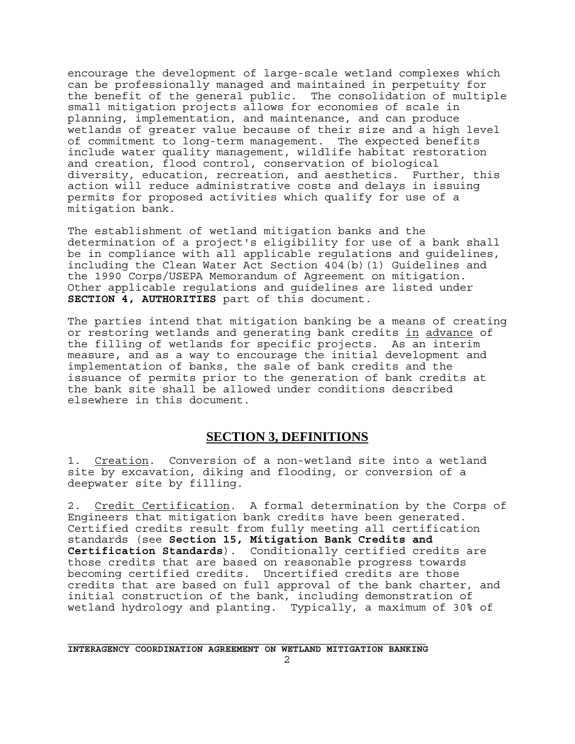encourage the development of large-scale wetland complexes which can be professionally managed and maintained in perpetuity for the benefit of the general public. The consolidation of multiple small mitigation projects allows for economies of scale in planning, implementation, and maintenance, and can produce wetlands of greater value because of their size and a high level of commitment to long-term management. The expected benefits include water quality management, wildlife habitat restoration and creation, flood control, conservation of biological diversity, education, recreation, and aesthetics. Further, this action will reduce administrative costs and delays in issuing permits for proposed activities which qualify for use of a mitigation bank.

The establishment of wetland mitigation banks and the determination of a project's eligibility for use of a bank shall be in compliance with all applicable regulations and guidelines, including the Clean Water Act Section 404(b)(1) Guidelines and the 1990 Corps/USEPA Memorandum of Agreement on mitigation. Other applicable regulations and guidelines are listed under **SECTION 4, AUTHORITIES** part of this document.

The parties intend that mitigation banking be a means of creating or restoring wetlands and generating bank credits <u>in advance</u> of the filling of wetlands for specific projects. As an interim measure, and as a way to encourage the initial development and implementation of banks, the sale of bank credits and the issuance of permits prior to the generation of bank credits at the bank site shall be allowed under conditions described elsewhere in this document.

## SECTION 3, DEFINITIONS

1. <u>Creation</u>. Conversion of a non-wetland site into a wetland site by excavation, diking and flooding, or conversion of a deepwater site by filling.

2. <u>Credit Certification</u>. A formal determination by the Corps of Engineers that mitigation bank credits have been generated. Certified credits result from fully meeting all certification standards (see **Section 15, Mitigation Bank Credits and Certification Standards**). Conditionally certified credits are those credits that are based on reasonable progress towards becoming certified credits. Uncertified credits are those credits that are based on full approval of the bank charter, and initial construction of the bank, including demonstration of wetland hydrology and planting. Typically, a maximum of 30% of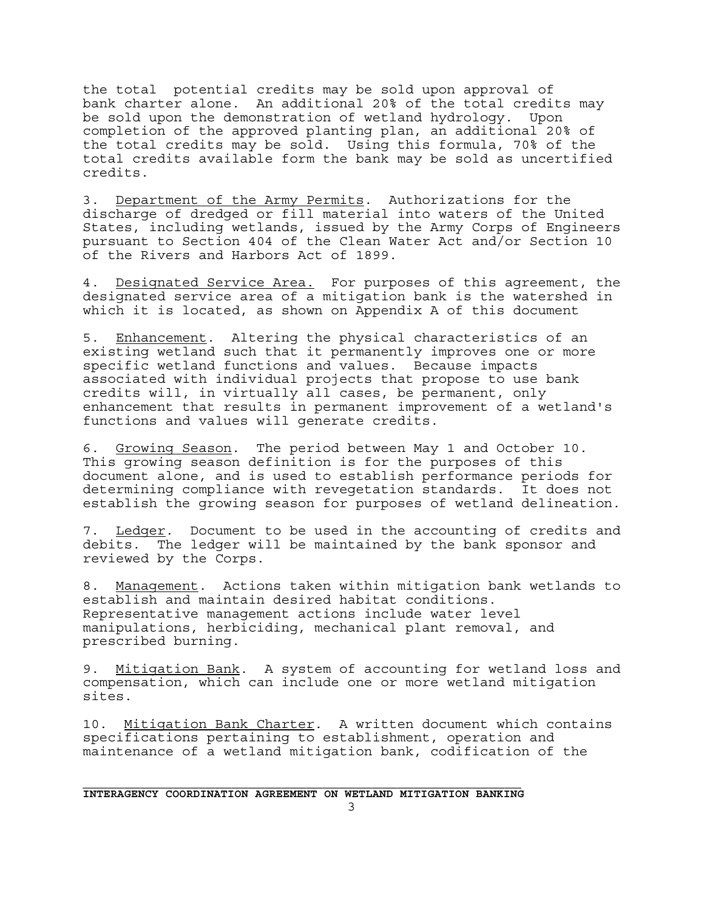the total potential credits may be sold upon approval of bank charter alone. An additional 20% of the total credits may be sold upon the demonstration of wetland hydrology. Upon completion of the approved planting plan, an additional 20% of the total credits may be sold. Using this formula, 70% of the total credits available form the bank may be sold as uncertified credits.

3. Department of the Army Permits. Authorizations for the discharge of dredged or fill material into waters of the United States, including wetlands, issued by the Army Corps of Engineers pursuant to Section 404 of the Clean Water Act and/or Section 10 of the Rivers and Harbors Act of 1899.

4. Designated Service Area. For purposes of this agreement, the designated service area of a mitigation bank is the watershed in which it is located, as shown on Appendix A of this document

5. Enhancement. Altering the physical characteristics of an existing wetland such that it permanently improves one or more specific wetland functions and values. Because impacts associated with individual projects that propose to use bank credits will, in virtually all cases, be permanent, only enhancement that results in permanent improvement of a wetland's functions and values will generate credits.

6. Growing Season. The period between May 1 and October 10. This growing season definition is for the purposes of this document alone, and is used to establish performance periods for determining compliance with revegetation standards. It does not establish the growing season for purposes of wetland delineation.

7. Ledger. Document to be used in the accounting of credits and debits. The ledger will be maintained by the bank sponsor and reviewed by the Corps.

8. Management. Actions taken within mitigation bank wetlands to establish and maintain desired habitat conditions. Representative management actions include water level manipulations, herbiciding, mechanical plant removal, and prescribed burning.

9. Mitigation Bank. A system of accounting for wetland loss and compensation, which can include one or more wetland mitigation sites.

10. Mitigation Bank Charter. A written document which contains specifications pertaining to establishment, operation and maintenance of a wetland mitigation bank, codification of the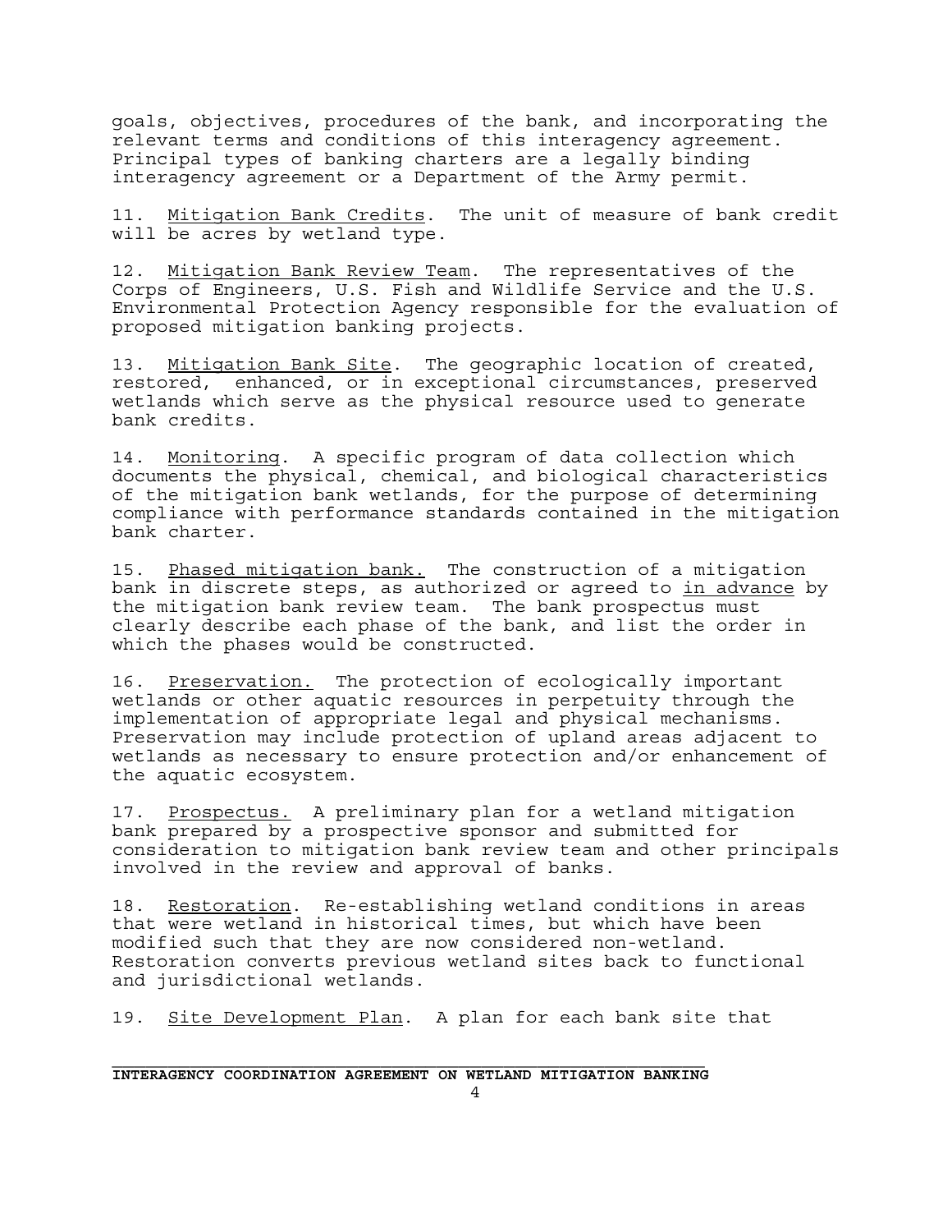goals, objectives, procedures of the bank, and incorporating the relevant terms and conditions of this interagency agreement. Principal types of banking charters are a legally binding interagency agreement or a Department of the Army permit.

11. <u>Mitigation Bank Credits</u>. The unit of measure of bank credit will be acres by wetland type.

12. <u>Mitigation Bank Review Team</u>. The representatives of the Corps of Engineers, U.S. Fish and Wildlife Service and the U.S. Environmental Protection Agency responsible for the evaluation of proposed mitigation banking projects.

13. <u>Mitigation Bank Site</u>. The geographic location of created, restored, enhanced, or in exceptional circumstances, preserved wetlands which serve as the physical resource used to generate bank credits.

14. <u>Monitoring</u>. A specific program of data collection which documents the physical, chemical, and biological characteristics of the mitigation bank wetlands, for the purpose of determining compliance with performance standards contained in the mitigation bank charter.

15. <u>Phased mitigation bank.</u> The construction of a mitigation bank in discrete steps, as authorized or agreed to <u>in advance</u> by the mitigation bank review team. The bank prospectus must clearly describe each phase of the bank, and list the order in which the phases would be constructed.

16. <u>Preservation.</u> The protection of ecologically important wetlands or other aquatic resources in perpetuity through the implementation of appropriate legal and physical mechanisms. Preservation may include protection of upland areas adjacent to wetlands as necessary to ensure protection and/or enhancement of the aquatic ecosystem.

17. <u>Prospectus.</u> A preliminary plan for a wetland mitigation bank prepared by a prospective sponsor and submitted for consideration to mitigation bank review team and other principals involved in the review and approval of banks.

18. <u>Restoration</u>. Re-establishing wetland conditions in areas that were wetland in historical times, but which have been modified such that they are now considered non-wetland. Restoration converts previous wetland sites back to functional and jurisdictional wetlands.

19. <u>Site Development Plan</u>. A plan for each bank site that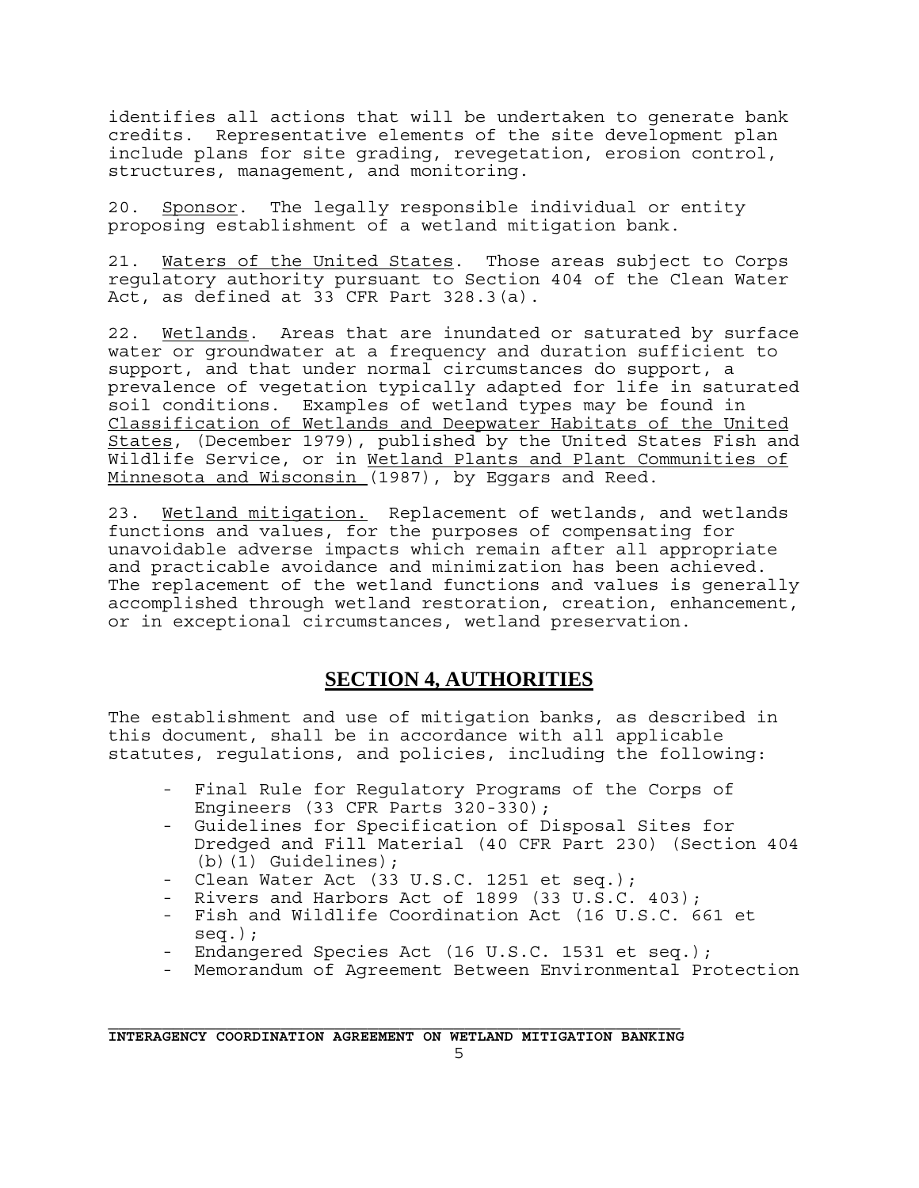identifies all actions that will be undertaken to generate bank credits. Representative elements of the site development plan include plans for site grading, revegetation, erosion control, structures, management, and monitoring.

20. Sponsor. The legally responsible individual or entity proposing establishment of a wetland mitigation bank.

21. Waters of the United States. Those areas subject to Corps regulatory authority pursuant to Section 404 of the Clean Water Act, as defined at 33 CFR Part 328.3(a).

22. Wetlands. Areas that are inundated or saturated by surface water or groundwater at a frequency and duration sufficient to support, and that under normal circumstances do support, a prevalence of vegetation typically adapted for life in saturated soil conditions. Examples of wetland types may be found in Classification of Wetlands and Deepwater Habitats of the United States, (December 1979), published by the United States Fish and Wildlife Service, or in Wetland Plants and Plant Communities of Minnesota and Wisconsin (1987), by Eggars and Reed.

23. Wetland mitigation. Replacement of wetlands, and wetlands functions and values, for the purposes of compensating for unavoidable adverse impacts which remain after all appropriate and practicable avoidance and minimization has been achieved. The replacement of the wetland functions and values is generally accomplished through wetland restoration, creation, enhancement, or in exceptional circumstances, wetland preservation.

## SECTION 4, AUTHORITIES

The establishment and use of mitigation banks, as described in this document, shall be in accordance with all applicable statutes, regulations, and policies, including the following:

- Final Rule for Regulatory Programs of the Corps of Engineers (33 CFR Parts 320-330);
- Guidelines for Specification of Disposal Sites for Dredged and Fill Material (40 CFR Part 230) (Section 404 (b)(1) Guidelines);
- Clean Water Act (33 U.S.C. 1251 et seq.);
- Rivers and Harbors Act of 1899 (33 U.S.C. 403);
- Fish and Wildlife Coordination Act (16 U.S.C. 661 et seq.);
- Endangered Species Act (16 U.S.C. 1531 et seq.);
- Memorandum of Agreement Between Environmental Protection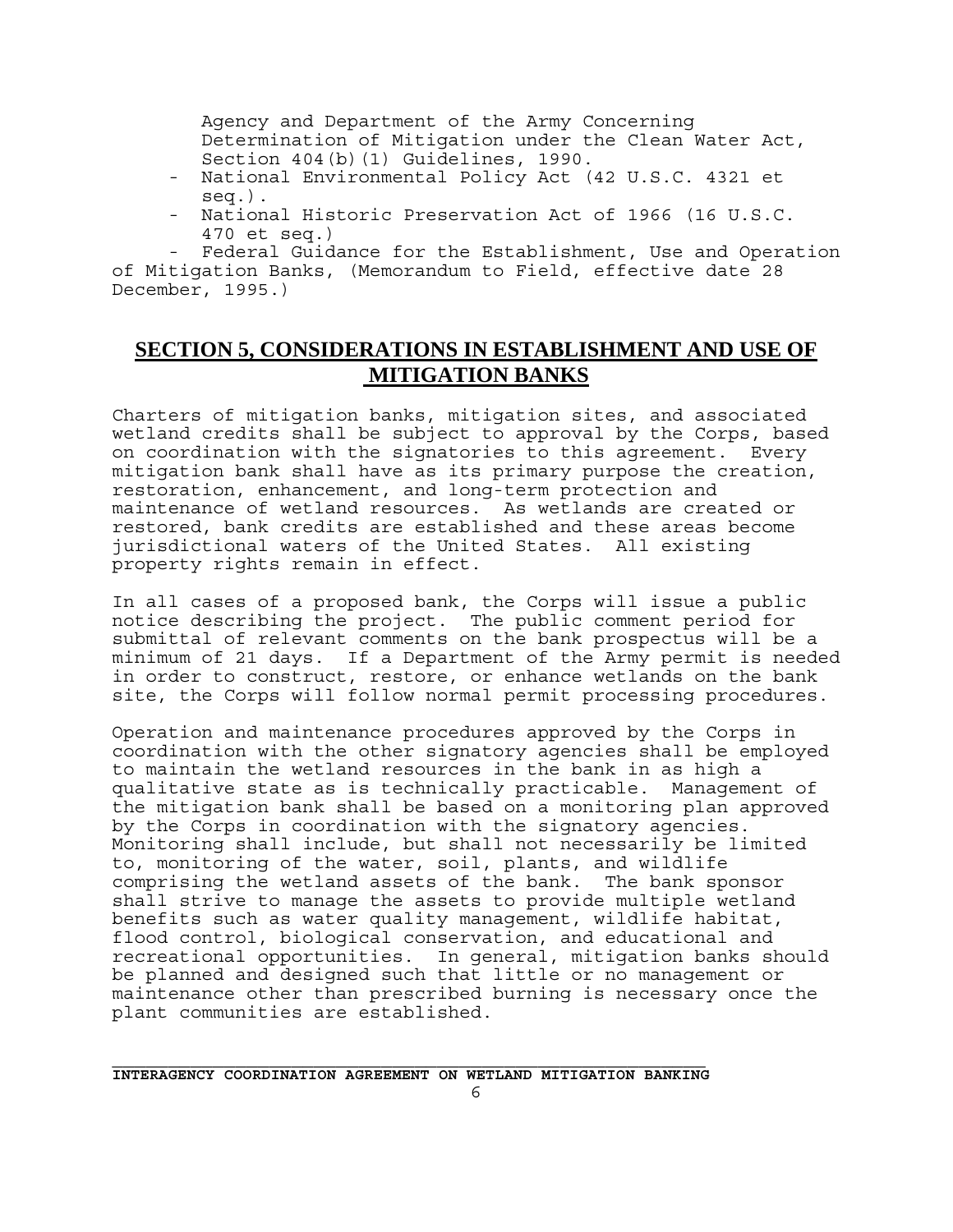Agency and Department of the Army Concerning Determination of Mitigation under the Clean Water Act, Section 404(b)(1) Guidelines, 1990.

- National Environmental Policy Act (42 U.S.C. 4321 et seq.).
- National Historic Preservation Act of 1966 (16 U.S.C. 470 et seq.)
- Federal Guidance for the Establishment, Use and Operation of Mitigation Banks, (Memorandum to Field, effective date 28 December, 1995.)

## SECTION 5, CONSIDERATIONS IN ESTABLISHMENT AND USE OF MITIGATION BANKS

Charters of mitigation banks, mitigation sites, and associated wetland credits shall be subject to approval by the Corps, based on coordination with the signatories to this agreement. Every mitigation bank shall have as its primary purpose the creation, restoration, enhancement, and long-term protection and maintenance of wetland resources. As wetlands are created or restored, bank credits are established and these areas become jurisdictional waters of the United States. All existing property rights remain in effect.

In all cases of a proposed bank, the Corps will issue a public notice describing the project. The public comment period for submittal of relevant comments on the bank prospectus will be a minimum of 21 days. If a Department of the Army permit is needed in order to construct, restore, or enhance wetlands on the bank site, the Corps will follow normal permit processing procedures.

Operation and maintenance procedures approved by the Corps in coordination with the other signatory agencies shall be employed to maintain the wetland resources in the bank in as high a qualitative state as is technically practicable. Management of the mitigation bank shall be based on a monitoring plan approved by the Corps in coordination with the signatory agencies. Monitoring shall include, but shall not necessarily be limited to, monitoring of the water, soil, plants, and wildlife comprising the wetland assets of the bank. The bank sponsor shall strive to manage the assets to provide multiple wetland benefits such as water quality management, wildlife habitat, flood control, biological conservation, and educational and recreational opportunities. In general, mitigation banks should be planned and designed such that little or no management or maintenance other than prescribed burning is necessary once the plant communities are established.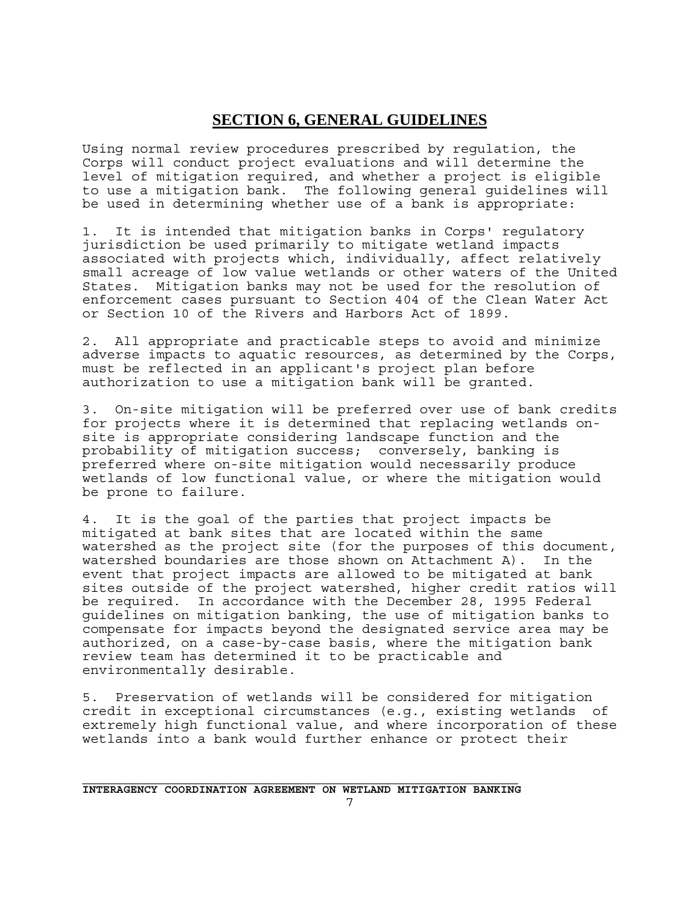## SECTION 6, GENERAL GUIDELINES

Using normal review procedures prescribed by regulation, the Corps will conduct project evaluations and will determine the level of mitigation required, and whether a project is eligible to use a mitigation bank. The following general guidelines will be used in determining whether use of a bank is appropriate:

1. It is intended that mitigation banks in Corps' regulatory jurisdiction be used primarily to mitigate wetland impacts associated with projects which, individually, affect relatively small acreage of low value wetlands or other waters of the United States. Mitigation banks may not be used for the resolution of enforcement cases pursuant to Section 404 of the Clean Water Act or Section 10 of the Rivers and Harbors Act of 1899.

2. All appropriate and practicable steps to avoid and minimize adverse impacts to aquatic resources, as determined by the Corps, must be reflected in an applicant's project plan before authorization to use a mitigation bank will be granted.

3. On-site mitigation will be preferred over use of bank credits for projects where it is determined that replacing wetlands on-site is appropriate considering landscape function and the probability of mitigation success; conversely, banking is preferred where on-site mitigation would necessarily produce wetlands of low functional value, or where the mitigation would be prone to failure.

4. It is the goal of the parties that project impacts be mitigated at bank sites that are located within the same watershed as the project site (for the purposes of this document, watershed boundaries are those shown on Attachment A). In the event that project impacts are allowed to be mitigated at bank sites outside of the project watershed, higher credit ratios will be required. In accordance with the December 28, 1995 Federal guidelines on mitigation banking, the use of mitigation banks to compensate for impacts beyond the designated service area may be authorized, on a case-by-case basis, where the mitigation bank review team has determined it to be practicable and environmentally desirable.

5. Preservation of wetlands will be considered for mitigation credit in exceptional circumstances (e.g., existing wetlands of extremely high functional value, and where incorporation of these wetlands into a bank would further enhance or protect their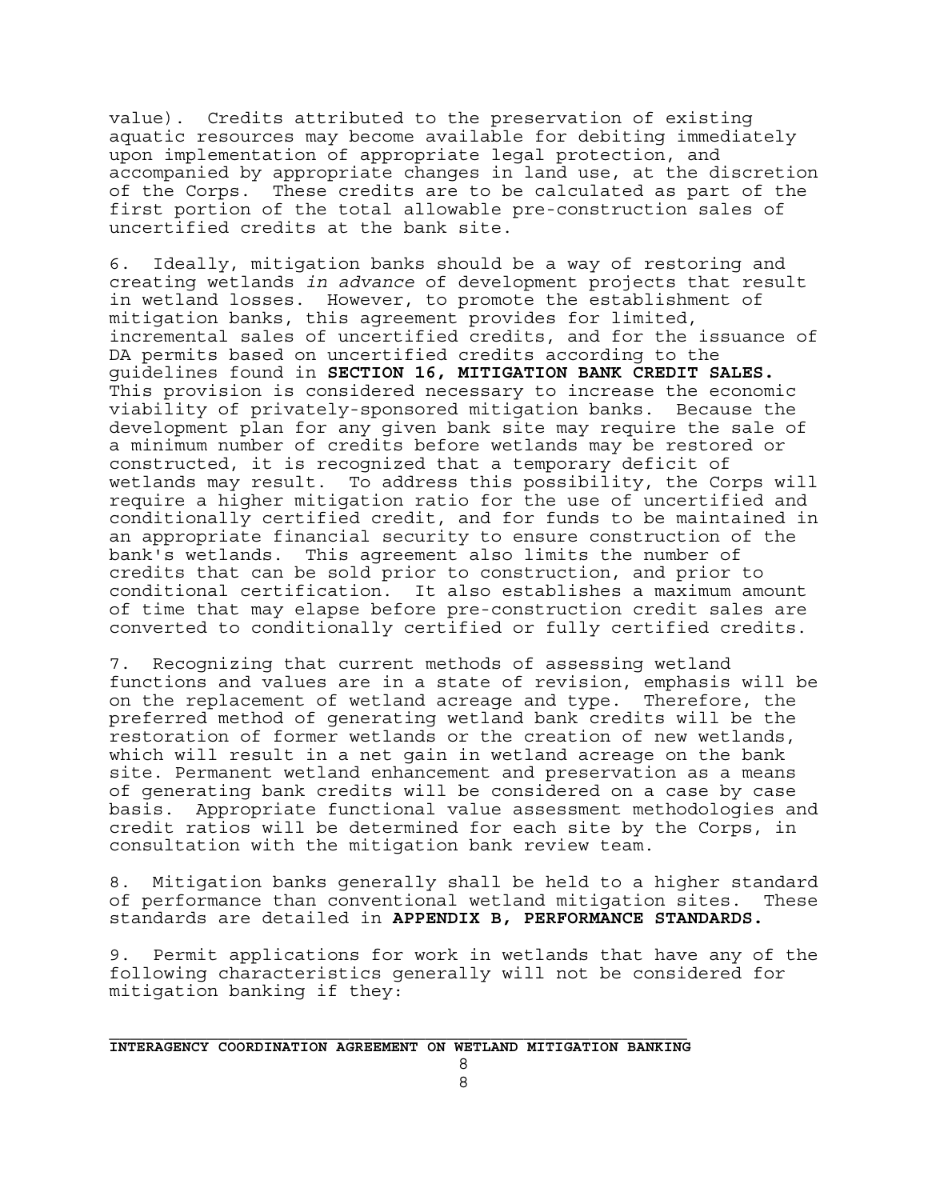value). Credits attributed to the preservation of existing aquatic resources may become available for debiting immediately upon implementation of appropriate legal protection, and accompanied by appropriate changes in land use, at the discretion of the Corps. These credits are to be calculated as part of the first portion of the total allowable pre-construction sales of uncertified credits at the bank site.

6. Ideally, mitigation banks should be a way of restoring and creating wetlands *in advance* of development projects that result in wetland losses. However, to promote the establishment of mitigation banks, this agreement provides for limited, incremental sales of uncertified credits, and for the issuance of DA permits based on uncertified credits according to the guidelines found in **SECTION 16, MITIGATION BANK CREDIT SALES.** This provision is considered necessary to increase the economic viability of privately-sponsored mitigation banks. Because the development plan for any given bank site may require the sale of a minimum number of credits before wetlands may be restored or constructed, it is recognized that a temporary deficit of wetlands may result. To address this possibility, the Corps will require a higher mitigation ratio for the use of uncertified and conditionally certified credit, and for funds to be maintained in an appropriate financial security to ensure construction of the bank's wetlands. This agreement also limits the number of credits that can be sold prior to construction, and prior to conditional certification. It also establishes a maximum amount of time that may elapse before pre-construction credit sales are converted to conditionally certified or fully certified credits.

7. Recognizing that current methods of assessing wetland functions and values are in a state of revision, emphasis will be on the replacement of wetland acreage and type. Therefore, the preferred method of generating wetland bank credits will be the restoration of former wetlands or the creation of new wetlands, which will result in a net gain in wetland acreage on the bank site. Permanent wetland enhancement and preservation as a means of generating bank credits will be considered on a case by case basis. Appropriate functional value assessment methodologies and credit ratios will be determined for each site by the Corps, in consultation with the mitigation bank review team.

8. Mitigation banks generally shall be held to a higher standard of performance than conventional wetland mitigation sites. These standards are detailed in **APPENDIX B, PERFORMANCE STANDARDS.**

9. Permit applications for work in wetlands that have any of the following characteristics generally will not be considered for mitigation banking if they: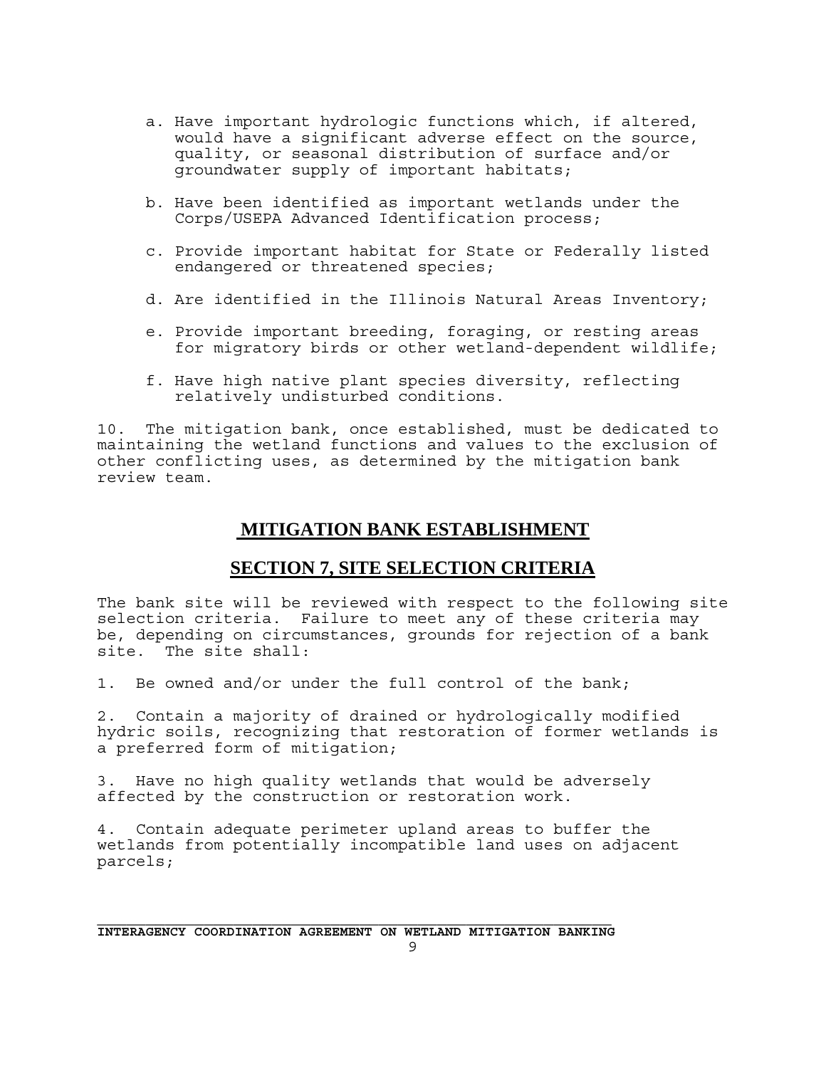a. Have important hydrologic functions which, if altered, would have a significant adverse effect on the source, quality, or seasonal distribution of surface and/or groundwater supply of important habitats;

b. Have been identified as important wetlands under the Corps/USEPA Advanced Identification process;

c. Provide important habitat for State or Federally listed endangered or threatened species;

d. Are identified in the Illinois Natural Areas Inventory;

e. Provide important breeding, foraging, or resting areas for migratory birds or other wetland-dependent wildlife;

f. Have high native plant species diversity, reflecting relatively undisturbed conditions.

10. The mitigation bank, once established, must be dedicated to maintaining the wetland functions and values to the exclusion of other conflicting uses, as determined by the mitigation bank review team.

## MITIGATION BANK ESTABLISHMENT

## SECTION 7, SITE SELECTION CRITERIA

The bank site will be reviewed with respect to the following site selection criteria. Failure to meet any of these criteria may be, depending on circumstances, grounds for rejection of a bank site. The site shall:

1. Be owned and/or under the full control of the bank;

2. Contain a majority of drained or hydrologically modified hydric soils, recognizing that restoration of former wetlands is a preferred form of mitigation;

3. Have no high quality wetlands that would be adversely affected by the construction or restoration work.

4. Contain adequate perimeter upland areas to buffer the wetlands from potentially incompatible land uses on adjacent parcels;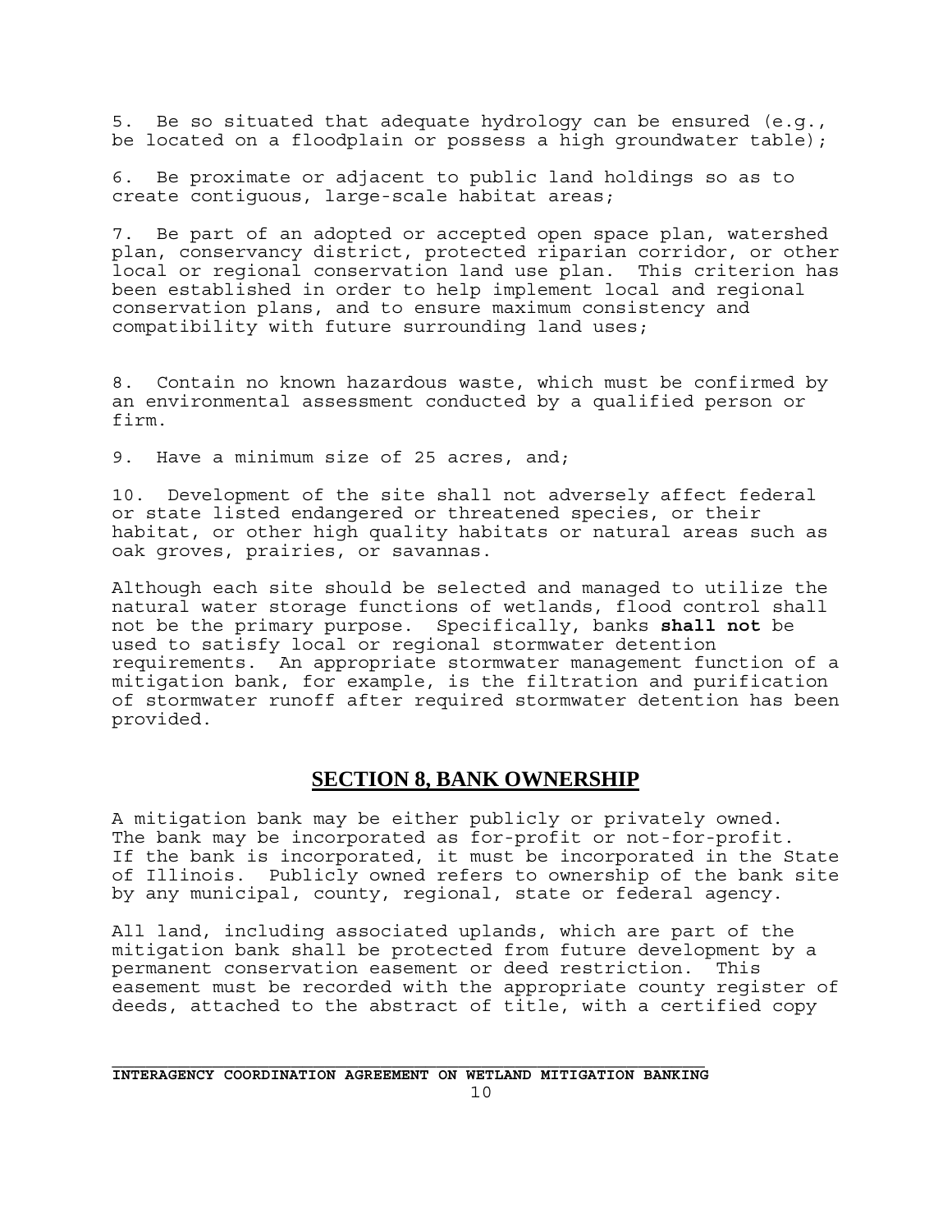5. Be so situated that adequate hydrology can be ensured (e.g., be located on a floodplain or possess a high groundwater table);

6. Be proximate or adjacent to public land holdings so as to create contiguous, large-scale habitat areas;

7. Be part of an adopted or accepted open space plan, watershed plan, conservancy district, protected riparian corridor, or other local or regional conservation land use plan. This criterion has been established in order to help implement local and regional conservation plans, and to ensure maximum consistency and compatibility with future surrounding land uses;

8. Contain no known hazardous waste, which must be confirmed by an environmental assessment conducted by a qualified person or firm.

9. Have a minimum size of 25 acres, and;

10. Development of the site shall not adversely affect federal or state listed endangered or threatened species, or their habitat, or other high quality habitats or natural areas such as oak groves, prairies, or savannas.

Although each site should be selected and managed to utilize the natural water storage functions of wetlands, flood control shall not be the primary purpose. Specifically, banks **shall not** be used to satisfy local or regional stormwater detention requirements. An appropriate stormwater management function of a mitigation bank, for example, is the filtration and purification of stormwater runoff after required stormwater detention has been provided.

## SECTION 8, BANK OWNERSHIP

A mitigation bank may be either publicly or privately owned. The bank may be incorporated as for-profit or not-for-profit. If the bank is incorporated, it must be incorporated in the State of Illinois. Publicly owned refers to ownership of the bank site by any municipal, county, regional, state or federal agency.

All land, including associated uplands, which are part of the mitigation bank shall be protected from future development by a permanent conservation easement or deed restriction. This easement must be recorded with the appropriate county register of deeds, attached to the abstract of title, with a certified copy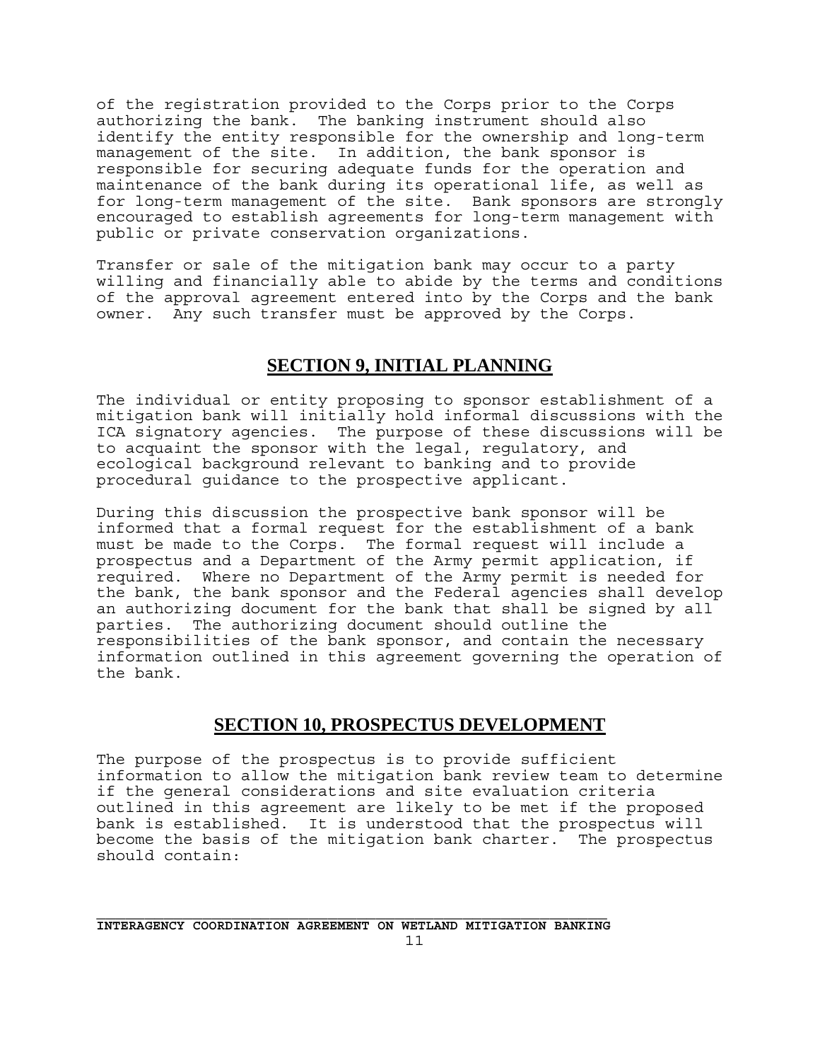of the registration provided to the Corps prior to the Corps authorizing the bank. The banking instrument should also identify the entity responsible for the ownership and long-term management of the site. In addition, the bank sponsor is responsible for securing adequate funds for the operation and maintenance of the bank during its operational life, as well as for long-term management of the site. Bank sponsors are strongly encouraged to establish agreements for long-term management with public or private conservation organizations.

Transfer or sale of the mitigation bank may occur to a party willing and financially able to abide by the terms and conditions of the approval agreement entered into by the Corps and the bank owner. Any such transfer must be approved by the Corps.

## SECTION 9, INITIAL PLANNING

The individual or entity proposing to sponsor establishment of a mitigation bank will initially hold informal discussions with the ICA signatory agencies. The purpose of these discussions will be to acquaint the sponsor with the legal, regulatory, and ecological background relevant to banking and to provide procedural guidance to the prospective applicant.

During this discussion the prospective bank sponsor will be informed that a formal request for the establishment of a bank must be made to the Corps. The formal request will include a prospectus and a Department of the Army permit application, if required. Where no Department of the Army permit is needed for the bank, the bank sponsor and the Federal agencies shall develop an authorizing document for the bank that shall be signed by all parties. The authorizing document should outline the responsibilities of the bank sponsor, and contain the necessary information outlined in this agreement governing the operation of the bank.

## SECTION 10, PROSPECTUS DEVELOPMENT

The purpose of the prospectus is to provide sufficient information to allow the mitigation bank review team to determine if the general considerations and site evaluation criteria outlined in this agreement are likely to be met if the proposed bank is established. It is understood that the prospectus will become the basis of the mitigation bank charter. The prospectus should contain: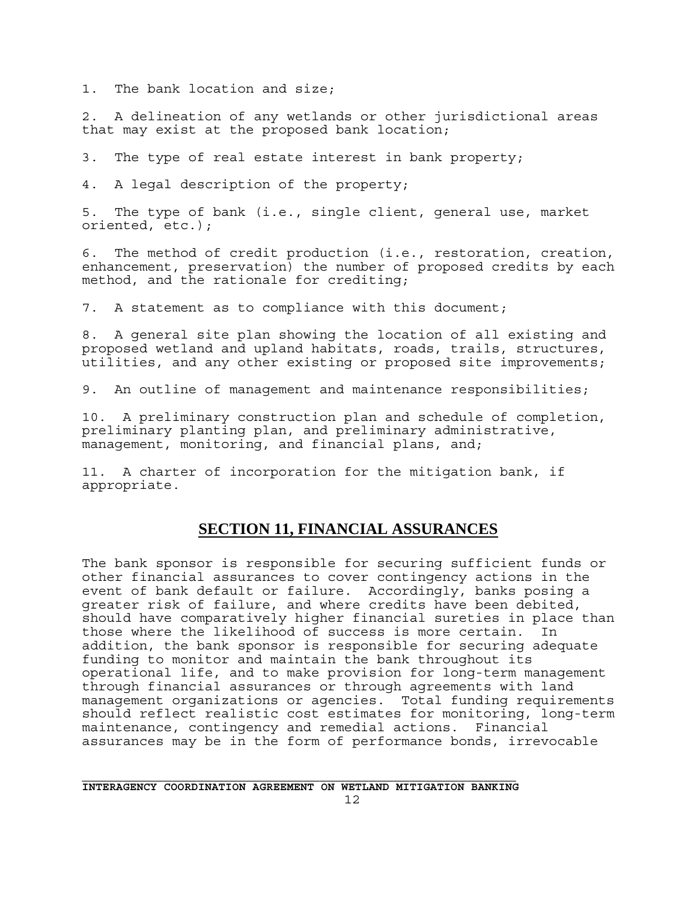1. The bank location and size;

2. A delineation of any wetlands or other jurisdictional areas that may exist at the proposed bank location;

3. The type of real estate interest in bank property;

4. A legal description of the property;

5. The type of bank (i.e., single client, general use, market oriented, etc.);

6. The method of credit production (i.e., restoration, creation, enhancement, preservation) the number of proposed credits by each method, and the rationale for crediting;

7. A statement as to compliance with this document;

8. A general site plan showing the location of all existing and proposed wetland and upland habitats, roads, trails, structures, utilities, and any other existing or proposed site improvements;

9. An outline of management and maintenance responsibilities;

10. A preliminary construction plan and schedule of completion, preliminary planting plan, and preliminary administrative, management, monitoring, and financial plans, and;

11. A charter of incorporation for the mitigation bank, if appropriate.

## SECTION 11, FINANCIAL ASSURANCES

The bank sponsor is responsible for securing sufficient funds or other financial assurances to cover contingency actions in the event of bank default or failure. Accordingly, banks posing a greater risk of failure, and where credits have been debited, should have comparatively higher financial sureties in place than those where the likelihood of success is more certain. In addition, the bank sponsor is responsible for securing adequate funding to monitor and maintain the bank throughout its operational life, and to make provision for long-term management through financial assurances or through agreements with land management organizations or agencies. Total funding requirements should reflect realistic cost estimates for monitoring, long-term maintenance, contingency and remedial actions. Financial assurances may be in the form of performance bonds, irrevocable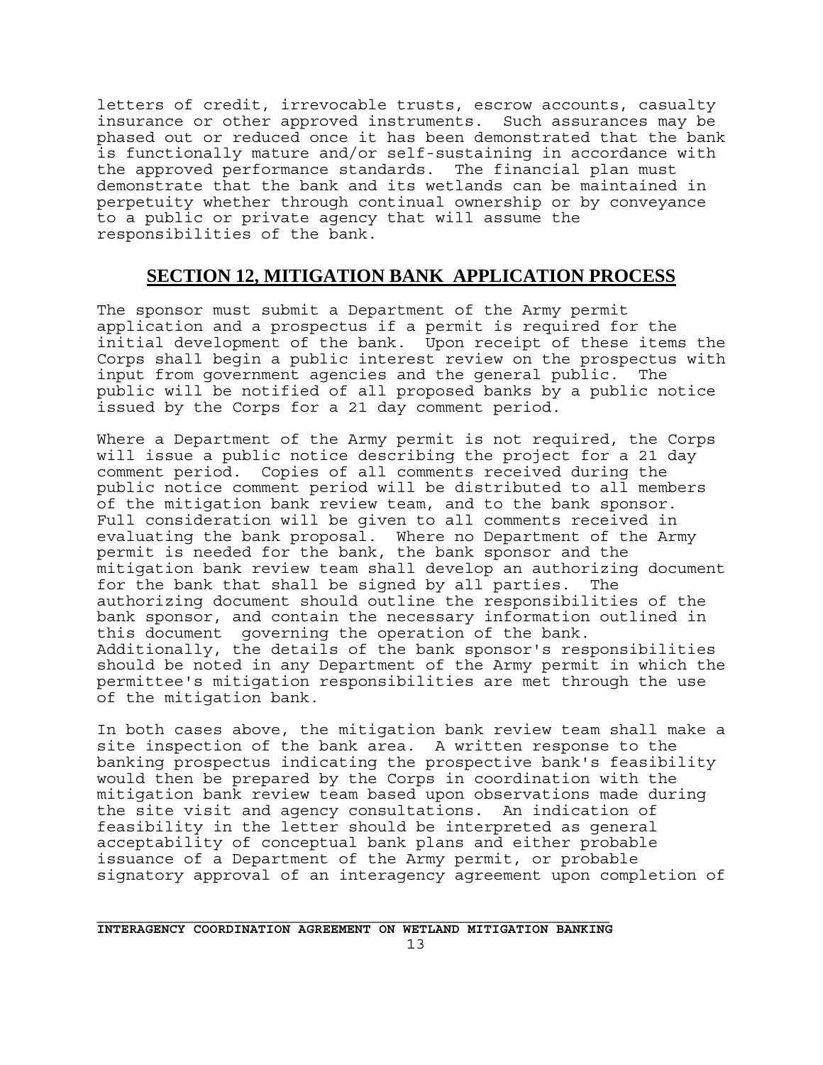letters of credit, irrevocable trusts, escrow accounts, casualty insurance or other approved instruments. Such assurances may be phased out or reduced once it has been demonstrated that the bank is functionally mature and/or self-sustaining in accordance with the approved performance standards. The financial plan must demonstrate that the bank and its wetlands can be maintained in perpetuity whether through continual ownership or by conveyance to a public or private agency that will assume the responsibilities of the bank.

## SECTION 12, MITIGATION BANK APPLICATION PROCESS

The sponsor must submit a Department of the Army permit application and a prospectus if a permit is required for the initial development of the bank. Upon receipt of these items the Corps shall begin a public interest review on the prospectus with input from government agencies and the general public. The public will be notified of all proposed banks by a public notice issued by the Corps for a 21 day comment period.

Where a Department of the Army permit is not required, the Corps will issue a public notice describing the project for a 21 day comment period. Copies of all comments received during the public notice comment period will be distributed to all members of the mitigation bank review team, and to the bank sponsor. Full consideration will be given to all comments received in evaluating the bank proposal. Where no Department of the Army permit is needed for the bank, the bank sponsor and the mitigation bank review team shall develop an authorizing document for the bank that shall be signed by all parties. The authorizing document should outline the responsibilities of the bank sponsor, and contain the necessary information outlined in this document governing the operation of the bank. Additionally, the details of the bank sponsor's responsibilities should be noted in any Department of the Army permit in which the permittee's mitigation responsibilities are met through the use of the mitigation bank.

In both cases above, the mitigation bank review team shall make a site inspection of the bank area. A written response to the banking prospectus indicating the prospective bank's feasibility would then be prepared by the Corps in coordination with the mitigation bank review team based upon observations made during the site visit and agency consultations. An indication of feasibility in the letter should be interpreted as general acceptability of conceptual bank plans and either probable issuance of a Department of the Army permit, or probable signatory approval of an interagency agreement upon completion of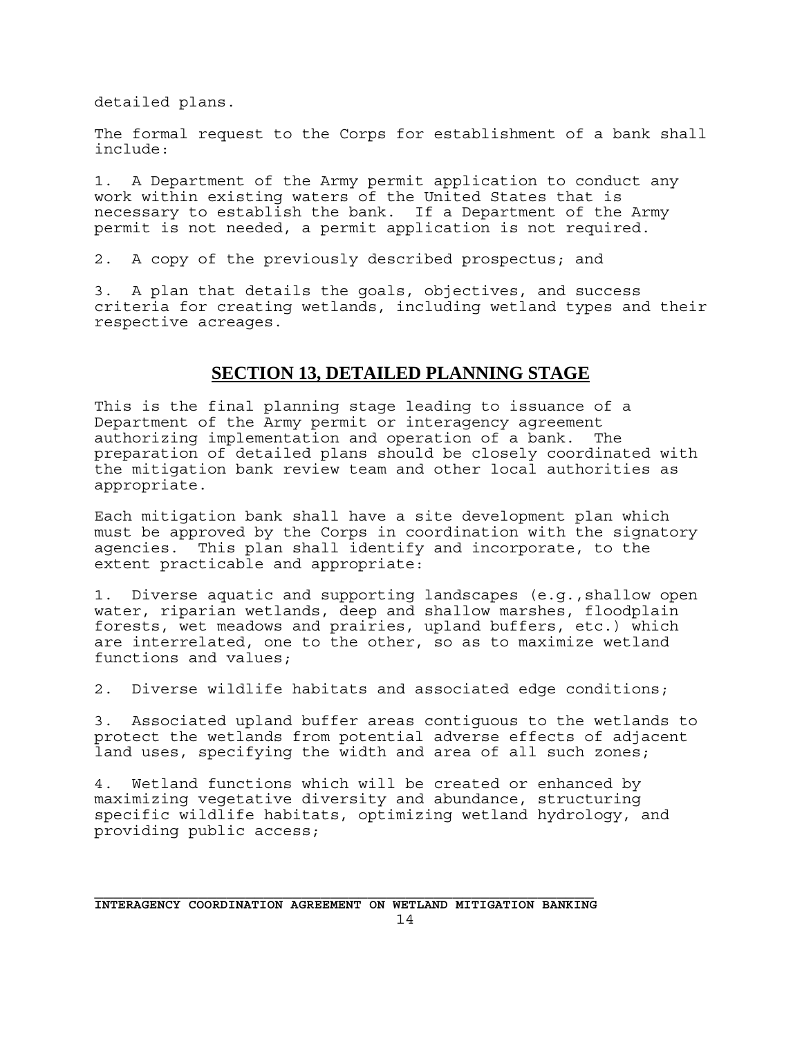detailed plans.

The formal request to the Corps for establishment of a bank shall include:

1. A Department of the Army permit application to conduct any work within existing waters of the United States that is necessary to establish the bank. If a Department of the Army permit is not needed, a permit application is not required.

2. A copy of the previously described prospectus; and

3. A plan that details the goals, objectives, and success criteria for creating wetlands, including wetland types and their respective acreages.

## SECTION 13, DETAILED PLANNING STAGE

This is the final planning stage leading to issuance of a Department of the Army permit or interagency agreement authorizing implementation and operation of a bank. The preparation of detailed plans should be closely coordinated with the mitigation bank review team and other local authorities as appropriate.

Each mitigation bank shall have a site development plan which must be approved by the Corps in coordination with the signatory agencies. This plan shall identify and incorporate, to the extent practicable and appropriate:

1. Diverse aquatic and supporting landscapes (e.g.,shallow open water, riparian wetlands, deep and shallow marshes, floodplain forests, wet meadows and prairies, upland buffers, etc.) which are interrelated, one to the other, so as to maximize wetland functions and values;

2. Diverse wildlife habitats and associated edge conditions;

3. Associated upland buffer areas contiguous to the wetlands to protect the wetlands from potential adverse effects of adjacent land uses, specifying the width and area of all such zones;

4. Wetland functions which will be created or enhanced by maximizing vegetative diversity and abundance, structuring specific wildlife habitats, optimizing wetland hydrology, and providing public access;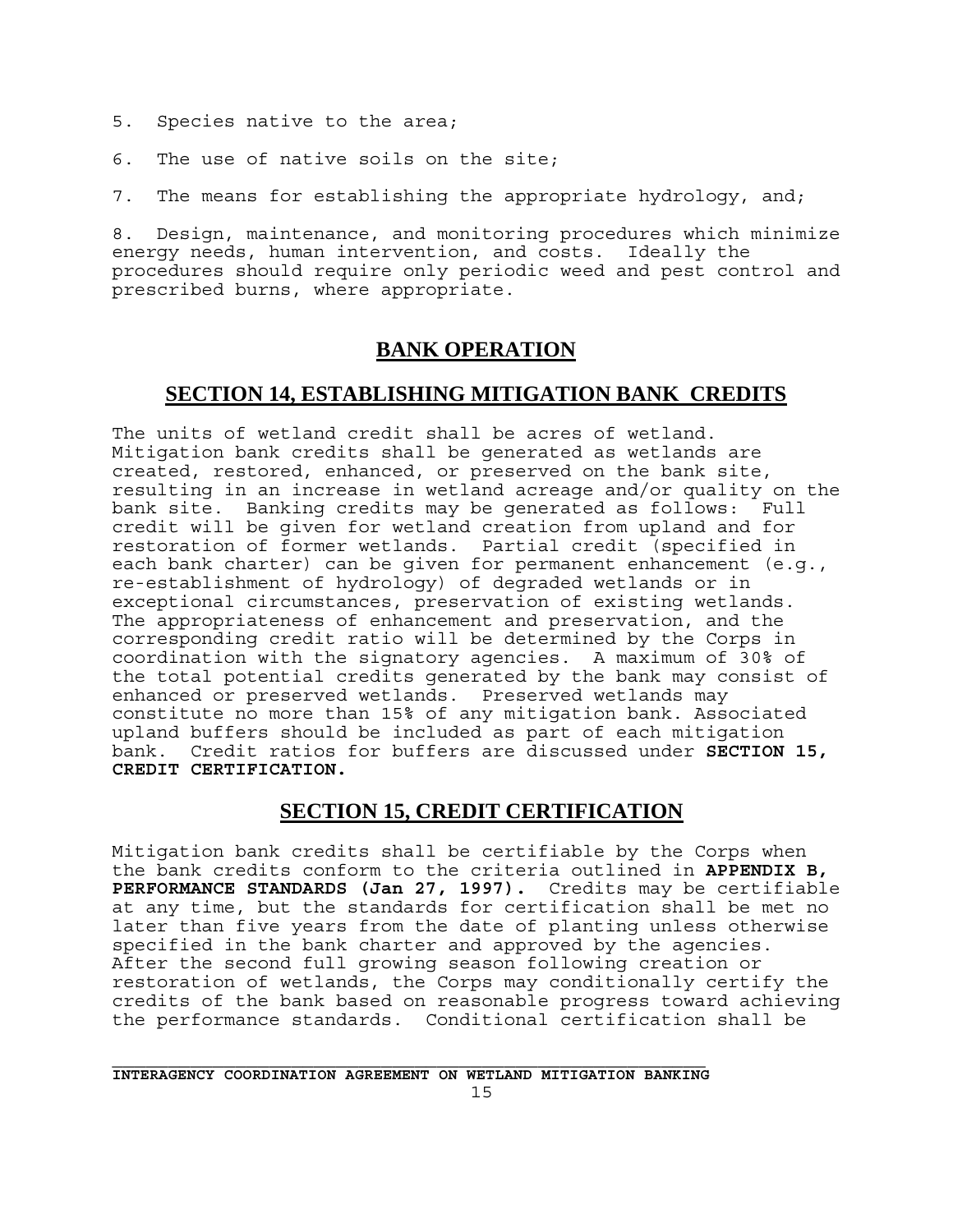5. Species native to the area;

6. The use of native soils on the site;

7. The means for establishing the appropriate hydrology, and;

8. Design, maintenance, and monitoring procedures which minimize energy needs, human intervention, and costs. Ideally the procedures should require only periodic weed and pest control and prescribed burns, where appropriate.

## BANK OPERATION

## SECTION 14, ESTABLISHING MITIGATION BANK CREDITS

The units of wetland credit shall be acres of wetland. Mitigation bank credits shall be generated as wetlands are created, restored, enhanced, or preserved on the bank site, resulting in an increase in wetland acreage and/or quality on the bank site. Banking credits may be generated as follows: Full credit will be given for wetland creation from upland and for restoration of former wetlands. Partial credit (specified in each bank charter) can be given for permanent enhancement (e.g., re-establishment of hydrology) of degraded wetlands or in exceptional circumstances, preservation of existing wetlands. The appropriateness of enhancement and preservation, and the corresponding credit ratio will be determined by the Corps in coordination with the signatory agencies. A maximum of 30% of the total potential credits generated by the bank may consist of enhanced or preserved wetlands. Preserved wetlands may constitute no more than 15% of any mitigation bank. Associated upland buffers should be included as part of each mitigation bank. Credit ratios for buffers are discussed under **SECTION 15, CREDIT CERTIFICATION.**

## SECTION 15, CREDIT CERTIFICATION

Mitigation bank credits shall be certifiable by the Corps when the bank credits conform to the criteria outlined in **APPENDIX B, PERFORMANCE STANDARDS (Jan 27, 1997).** Credits may be certifiable at any time, but the standards for certification shall be met no later than five years from the date of planting unless otherwise specified in the bank charter and approved by the agencies. After the second full growing season following creation or restoration of wetlands, the Corps may conditionally certify the credits of the bank based on reasonable progress toward achieving the performance standards. Conditional certification shall be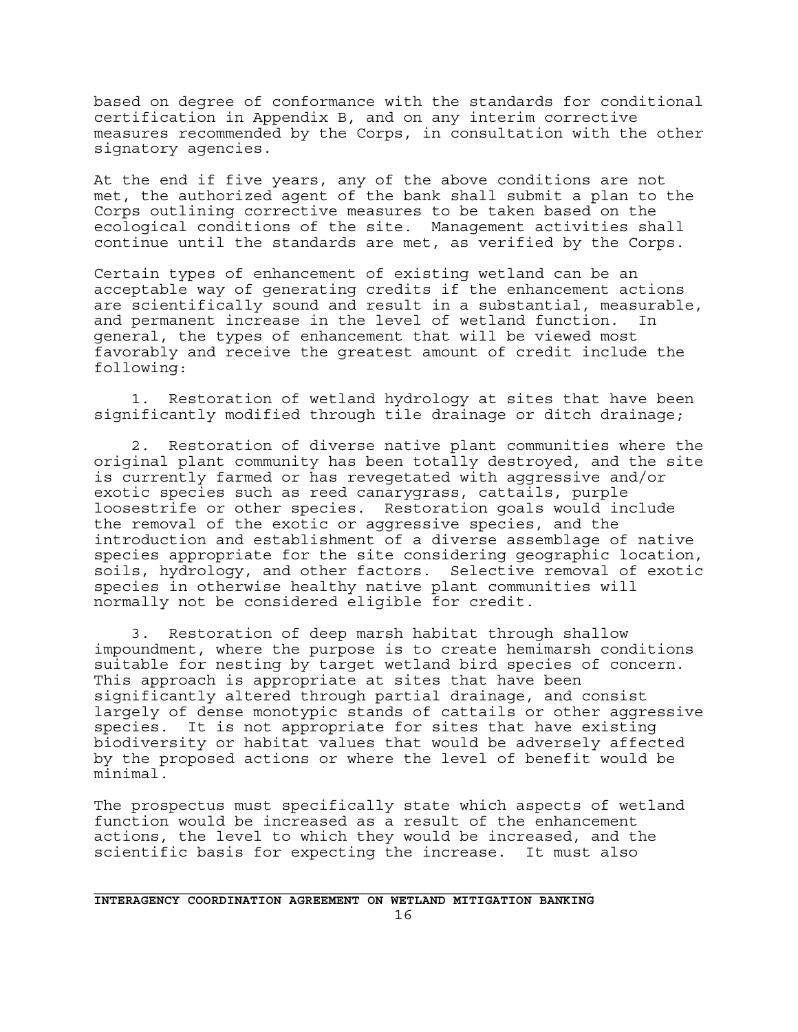based on degree of conformance with the standards for conditional certification in Appendix B, and on any interim corrective measures recommended by the Corps, in consultation with the other signatory agencies.

At the end if five years, any of the above conditions are not met, the authorized agent of the bank shall submit a plan to the Corps outlining corrective measures to be taken based on the ecological conditions of the site. Management activities shall continue until the standards are met, as verified by the Corps.

Certain types of enhancement of existing wetland can be an acceptable way of generating credits if the enhancement actions are scientifically sound and result in a substantial, measurable, and permanent increase in the level of wetland function. In general, the types of enhancement that will be viewed most favorably and receive the greatest amount of credit include the following:

1. Restoration of wetland hydrology at sites that have been significantly modified through tile drainage or ditch drainage;

2. Restoration of diverse native plant communities where the original plant community has been totally destroyed, and the site is currently farmed or has revegetated with aggressive and/or exotic species such as reed canarygrass, cattails, purple loosestrife or other species. Restoration goals would include the removal of the exotic or aggressive species, and the introduction and establishment of a diverse assemblage of native species appropriate for the site considering geographic location, soils, hydrology, and other factors. Selective removal of exotic species in otherwise healthy native plant communities will normally not be considered eligible for credit.

3. Restoration of deep marsh habitat through shallow impoundment, where the purpose is to create hemimarsh conditions suitable for nesting by target wetland bird species of concern. This approach is appropriate at sites that have been significantly altered through partial drainage, and consist largely of dense monotypic stands of cattails or other aggressive species. It is not appropriate for sites that have existing biodiversity or habitat values that would be adversely affected by the proposed actions or where the level of benefit would be minimal.

The prospectus must specifically state which aspects of wetland function would be increased as a result of the enhancement actions, the level to which they would be increased, and the scientific basis for expecting the increase. It must also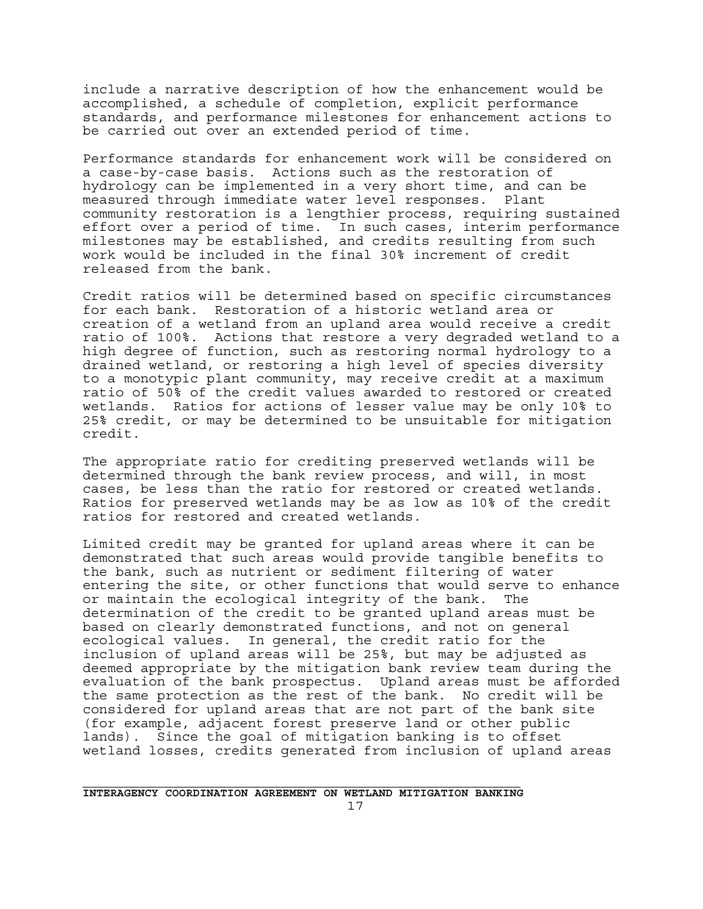include a narrative description of how the enhancement would be accomplished, a schedule of completion, explicit performance standards, and performance milestones for enhancement actions to be carried out over an extended period of time.

Performance standards for enhancement work will be considered on a case-by-case basis. Actions such as the restoration of hydrology can be implemented in a very short time, and can be measured through immediate water level responses. Plant community restoration is a lengthier process, requiring sustained effort over a period of time. In such cases, interim performance milestones may be established, and credits resulting from such work would be included in the final 30% increment of credit released from the bank.

Credit ratios will be determined based on specific circumstances for each bank. Restoration of a historic wetland area or creation of a wetland from an upland area would receive a credit ratio of 100%. Actions that restore a very degraded wetland to a high degree of function, such as restoring normal hydrology to a drained wetland, or restoring a high level of species diversity to a monotypic plant community, may receive credit at a maximum ratio of 50% of the credit values awarded to restored or created wetlands. Ratios for actions of lesser value may be only 10% to 25% credit, or may be determined to be unsuitable for mitigation credit.

The appropriate ratio for crediting preserved wetlands will be determined through the bank review process, and will, in most cases, be less than the ratio for restored or created wetlands. Ratios for preserved wetlands may be as low as 10% of the credit ratios for restored and created wetlands.

Limited credit may be granted for upland areas where it can be demonstrated that such areas would provide tangible benefits to the bank, such as nutrient or sediment filtering of water entering the site, or other functions that would serve to enhance or maintain the ecological integrity of the bank. The determination of the credit to be granted upland areas must be based on clearly demonstrated functions, and not on general ecological values. In general, the credit ratio for the inclusion of upland areas will be 25%, but may be adjusted as deemed appropriate by the mitigation bank review team during the evaluation of the bank prospectus. Upland areas must be afforded the same protection as the rest of the bank. No credit will be considered for upland areas that are not part of the bank site (for example, adjacent forest preserve land or other public lands). Since the goal of mitigation banking is to offset wetland losses, credits generated from inclusion of upland areas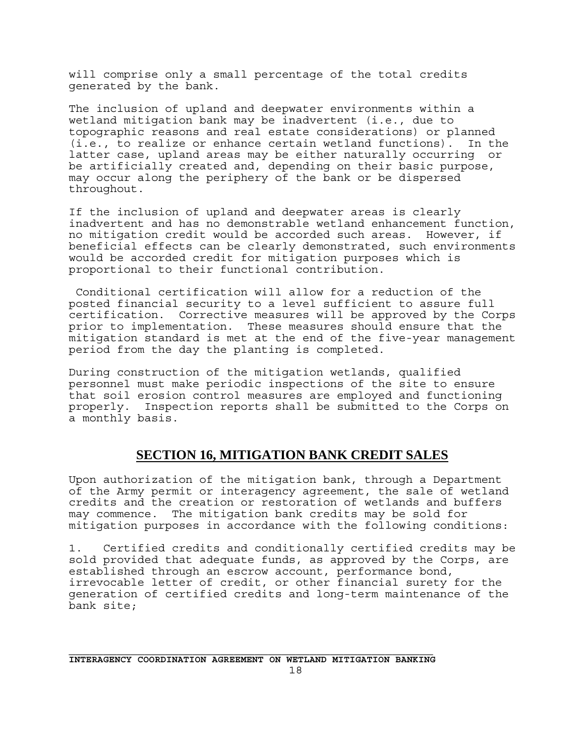will comprise only a small percentage of the total credits generated by the bank.

The inclusion of upland and deepwater environments within a wetland mitigation bank may be inadvertent (i.e., due to topographic reasons and real estate considerations) or planned (i.e., to realize or enhance certain wetland functions). In the latter case, upland areas may be either naturally occurring or be artificially created and, depending on their basic purpose, may occur along the periphery of the bank or be dispersed throughout.

If the inclusion of upland and deepwater areas is clearly inadvertent and has no demonstrable wetland enhancement function, no mitigation credit would be accorded such areas. However, if beneficial effects can be clearly demonstrated, such environments would be accorded credit for mitigation purposes which is proportional to their functional contribution.

Conditional certification will allow for a reduction of the posted financial security to a level sufficient to assure full certification. Corrective measures will be approved by the Corps prior to implementation. These measures should ensure that the mitigation standard is met at the end of the five-year management period from the day the planting is completed.

During construction of the mitigation wetlands, qualified personnel must make periodic inspections of the site to ensure that soil erosion control measures are employed and functioning properly. Inspection reports shall be submitted to the Corps on a monthly basis.

## SECTION 16, MITIGATION BANK CREDIT SALES

Upon authorization of the mitigation bank, through a Department of the Army permit or interagency agreement, the sale of wetland credits and the creation or restoration of wetlands and buffers may commence. The mitigation bank credits may be sold for mitigation purposes in accordance with the following conditions:

1. Certified credits and conditionally certified credits may be sold provided that adequate funds, as approved by the Corps, are established through an escrow account, performance bond, irrevocable letter of credit, or other financial surety for the generation of certified credits and long-term maintenance of the bank site;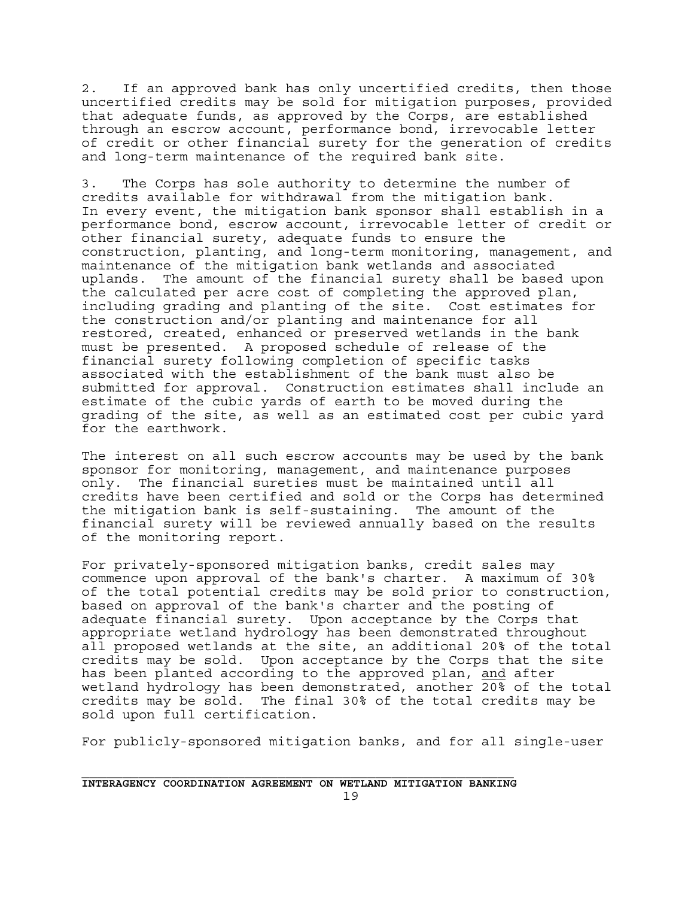2. If an approved bank has only uncertified credits, then those uncertified credits may be sold for mitigation purposes, provided that adequate funds, as approved by the Corps, are established through an escrow account, performance bond, irrevocable letter of credit or other financial surety for the generation of credits and long-term maintenance of the required bank site.

3. The Corps has sole authority to determine the number of credits available for withdrawal from the mitigation bank. In every event, the mitigation bank sponsor shall establish in a performance bond, escrow account, irrevocable letter of credit or other financial surety, adequate funds to ensure the construction, planting, and long-term monitoring, management, and maintenance of the mitigation bank wetlands and associated uplands. The amount of the financial surety shall be based upon the calculated per acre cost of completing the approved plan, including grading and planting of the site. Cost estimates for the construction and/or planting and maintenance for all restored, created, enhanced or preserved wetlands in the bank must be presented. A proposed schedule of release of the financial surety following completion of specific tasks associated with the establishment of the bank must also be submitted for approval. Construction estimates shall include an estimate of the cubic yards of earth to be moved during the grading of the site, as well as an estimated cost per cubic yard for the earthwork.

The interest on all such escrow accounts may be used by the bank sponsor for monitoring, management, and maintenance purposes only. The financial sureties must be maintained until all credits have been certified and sold or the Corps has determined the mitigation bank is self-sustaining. The amount of the financial surety will be reviewed annually based on the results of the monitoring report.

For privately-sponsored mitigation banks, credit sales may commence upon approval of the bank's charter. A maximum of 30% of the total potential credits may be sold prior to construction, based on approval of the bank's charter and the posting of adequate financial surety. Upon acceptance by the Corps that appropriate wetland hydrology has been demonstrated throughout all proposed wetlands at the site, an additional 20% of the total credits may be sold. Upon acceptance by the Corps that the site has been planted according to the approved plan, <u>and</u> after wetland hydrology has been demonstrated, another 20% of the total credits may be sold. The final 30% of the total credits may be sold upon full certification.

For publicly-sponsored mitigation banks, and for all single-user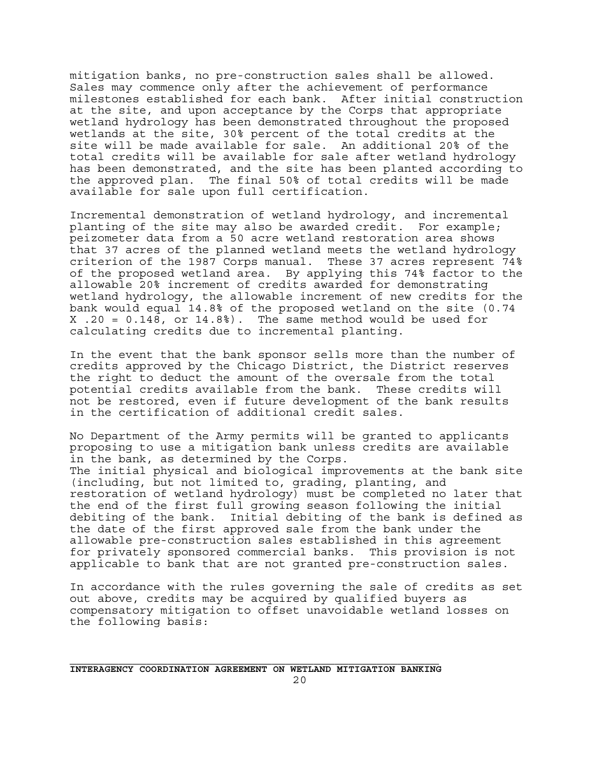mitigation banks, no pre-construction sales shall be allowed. Sales may commence only after the achievement of performance milestones established for each bank. After initial construction at the site, and upon acceptance by the Corps that appropriate wetland hydrology has been demonstrated throughout the proposed wetlands at the site, 30% percent of the total credits at the site will be made available for sale. An additional 20% of the total credits will be available for sale after wetland hydrology has been demonstrated, and the site has been planted according to the approved plan. The final 50% of total credits will be made available for sale upon full certification.

Incremental demonstration of wetland hydrology, and incremental planting of the site may also be awarded credit. For example; peizometer data from a 50 acre wetland restoration area shows that 37 acres of the planned wetland meets the wetland hydrology criterion of the 1987 Corps manual. These 37 acres represent 74% of the proposed wetland area. By applying this 74% factor to the allowable 20% increment of credits awarded for demonstrating wetland hydrology, the allowable increment of new credits for the bank would equal 14.8% of the proposed wetland on the site (0.74 X .20 = 0.148, or 14.8%). The same method would be used for calculating credits due to incremental planting.

In the event that the bank sponsor sells more than the number of credits approved by the Chicago District, the District reserves the right to deduct the amount of the oversale from the total potential credits available from the bank. These credits will not be restored, even if future development of the bank results in the certification of additional credit sales.

No Department of the Army permits will be granted to applicants proposing to use a mitigation bank unless credits are available in the bank, as determined by the Corps.
The initial physical and biological improvements at the bank site (including, but not limited to, grading, planting, and restoration of wetland hydrology) must be completed no later that the end of the first full growing season following the initial debiting of the bank. Initial debiting of the bank is defined as the date of the first approved sale from the bank under the allowable pre-construction sales established in this agreement for privately sponsored commercial banks. This provision is not applicable to bank that are not granted pre-construction sales.

In accordance with the rules governing the sale of credits as set out above, credits may be acquired by qualified buyers as compensatory mitigation to offset unavoidable wetland losses on the following basis: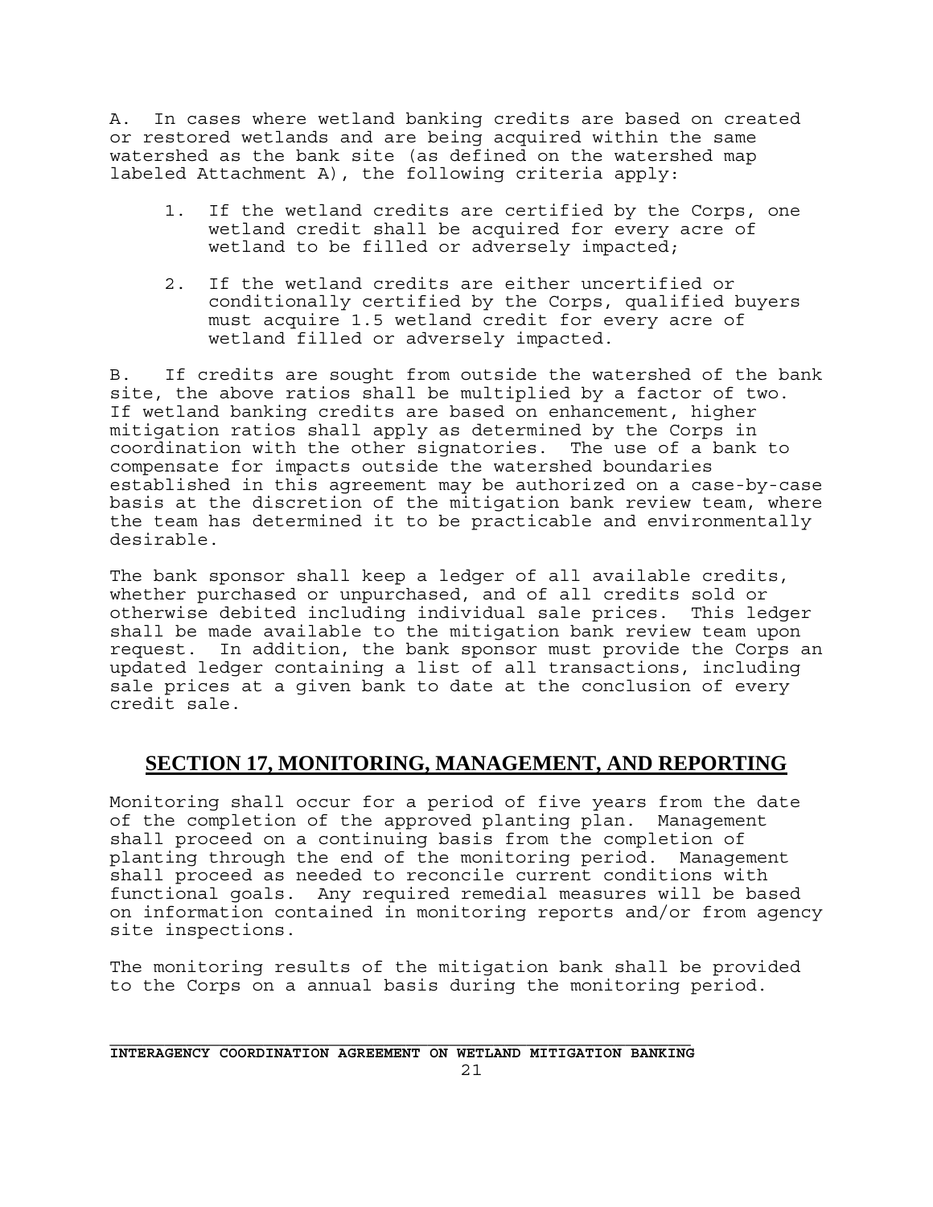A. In cases where wetland banking credits are based on created or restored wetlands and are being acquired within the same watershed as the bank site (as defined on the watershed map labeled Attachment A), the following criteria apply:

1. If the wetland credits are certified by the Corps, one wetland credit shall be acquired for every acre of wetland to be filled or adversely impacted;

2. If the wetland credits are either uncertified or conditionally certified by the Corps, qualified buyers must acquire 1.5 wetland credit for every acre of wetland filled or adversely impacted.

B. If credits are sought from outside the watershed of the bank site, the above ratios shall be multiplied by a factor of two. If wetland banking credits are based on enhancement, higher mitigation ratios shall apply as determined by the Corps in coordination with the other signatories. The use of a bank to compensate for impacts outside the watershed boundaries established in this agreement may be authorized on a case-by-case basis at the discretion of the mitigation bank review team, where the team has determined it to be practicable and environmentally desirable.

The bank sponsor shall keep a ledger of all available credits, whether purchased or unpurchased, and of all credits sold or otherwise debited including individual sale prices. This ledger shall be made available to the mitigation bank review team upon request. In addition, the bank sponsor must provide the Corps an updated ledger containing a list of all transactions, including sale prices at a given bank to date at the conclusion of every credit sale.

## SECTION 17, MONITORING, MANAGEMENT, AND REPORTING

Monitoring shall occur for a period of five years from the date of the completion of the approved planting plan. Management shall proceed on a continuing basis from the completion of planting through the end of the monitoring period. Management shall proceed as needed to reconcile current conditions with functional goals. Any required remedial measures will be based on information contained in monitoring reports and/or from agency site inspections.

The monitoring results of the mitigation bank shall be provided to the Corps on a annual basis during the monitoring period.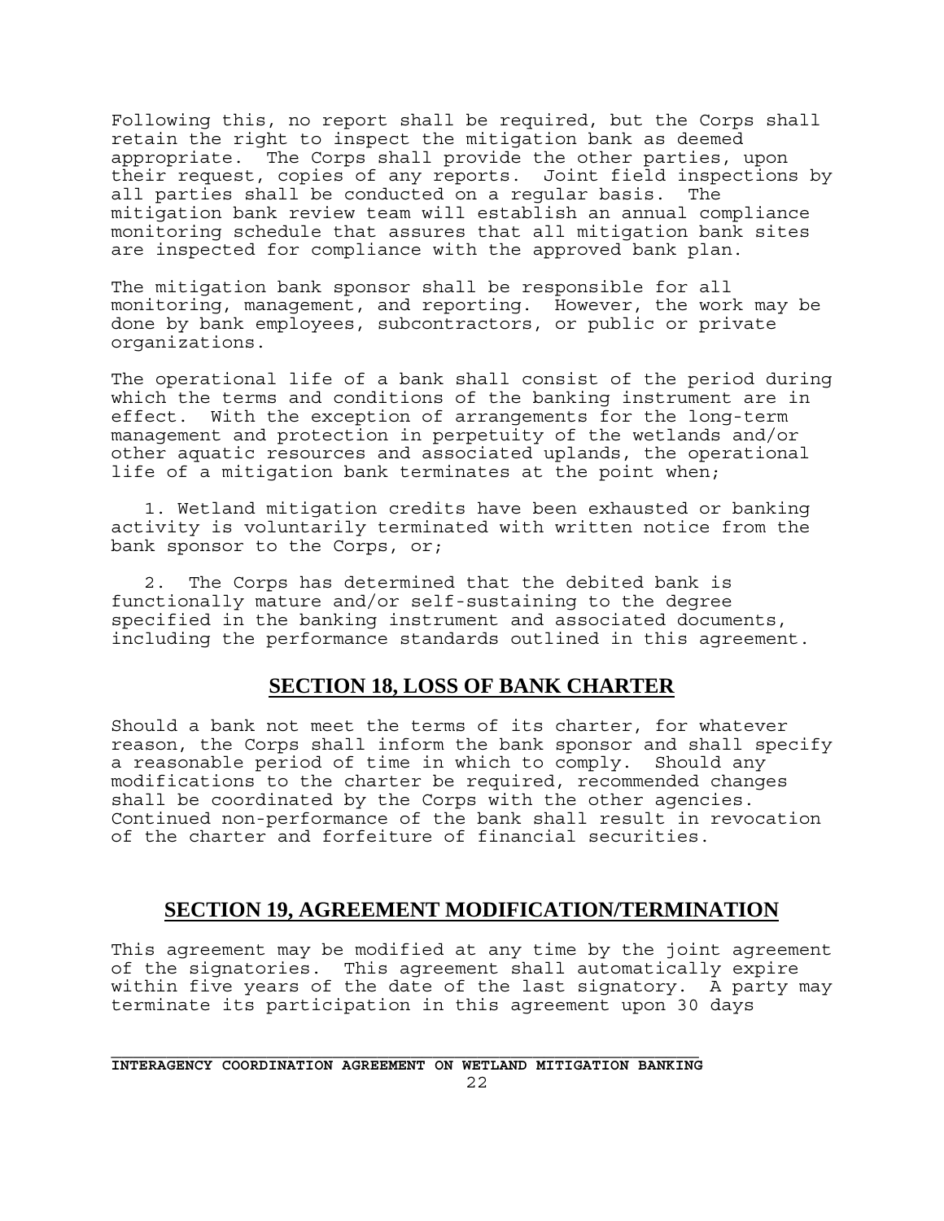Following this, no report shall be required, but the Corps shall retain the right to inspect the mitigation bank as deemed appropriate. The Corps shall provide the other parties, upon their request, copies of any reports. Joint field inspections by all parties shall be conducted on a regular basis. The mitigation bank review team will establish an annual compliance monitoring schedule that assures that all mitigation bank sites are inspected for compliance with the approved bank plan.

The mitigation bank sponsor shall be responsible for all monitoring, management, and reporting. However, the work may be done by bank employees, subcontractors, or public or private organizations.

The operational life of a bank shall consist of the period during which the terms and conditions of the banking instrument are in effect. With the exception of arrangements for the long-term management and protection in perpetuity of the wetlands and/or other aquatic resources and associated uplands, the operational life of a mitigation bank terminates at the point when;

1. Wetland mitigation credits have been exhausted or banking activity is voluntarily terminated with written notice from the bank sponsor to the Corps, or;

2. The Corps has determined that the debited bank is functionally mature and/or self-sustaining to the degree specified in the banking instrument and associated documents, including the performance standards outlined in this agreement.

## SECTION 18, LOSS OF BANK CHARTER

Should a bank not meet the terms of its charter, for whatever reason, the Corps shall inform the bank sponsor and shall specify a reasonable period of time in which to comply. Should any modifications to the charter be required, recommended changes shall be coordinated by the Corps with the other agencies. Continued non-performance of the bank shall result in revocation of the charter and forfeiture of financial securities.

## SECTION 19, AGREEMENT MODIFICATION/TERMINATION

This agreement may be modified at any time by the joint agreement of the signatories. This agreement shall automatically expire within five years of the date of the last signatory. A party may terminate its participation in this agreement upon 30 days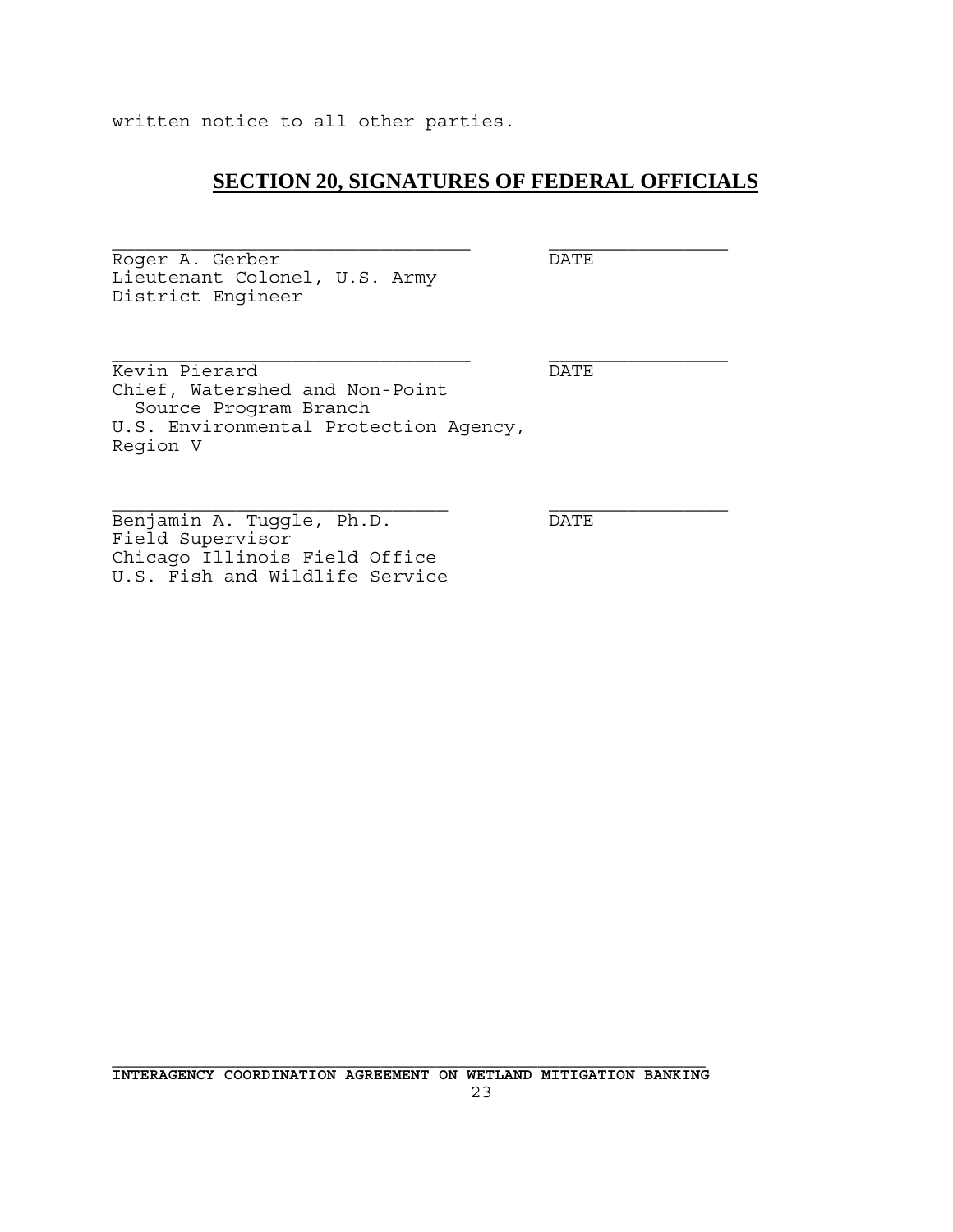written notice to all other parties.

## SECTION 20, SIGNATURES OF FEDERAL OFFICIALS

\_\_\_\_\_\_\_\_\_\_\_\_\_\_\_\_\_\_\_\_\_\_\_\_\_\_\_\_\_\_\_\_ \_\_\_\_\_\_\_\_\_\_\_\_\_\_\_\_

Roger A. Gerber DATE
Lieutenant Colonel, U.S. Army
District Engineer

\_\_\_\_\_\_\_\_\_\_\_\_\_\_\_\_\_\_\_\_\_\_\_\_\_\_\_\_\_\_\_\_ \_\_\_\_\_\_\_\_\_\_\_\_\_\_\_\_

Kevin Pierard DATE
Chief, Watershed and Non-Point
Source Program Branch
U.S. Environmental Protection Agency,
Region V

\_\_\_\_\_\_\_\_\_\_\_\_\_\_\_\_\_\_\_\_\_\_\_\_\_\_\_\_\_\_ \_\_\_\_\_\_\_\_\_\_\_\_\_\_\_\_

Benjamin A. Tuggle, Ph.D. DATE
Field Supervisor
Chicago Illinois Field Office
U.S. Fish and Wildlife Service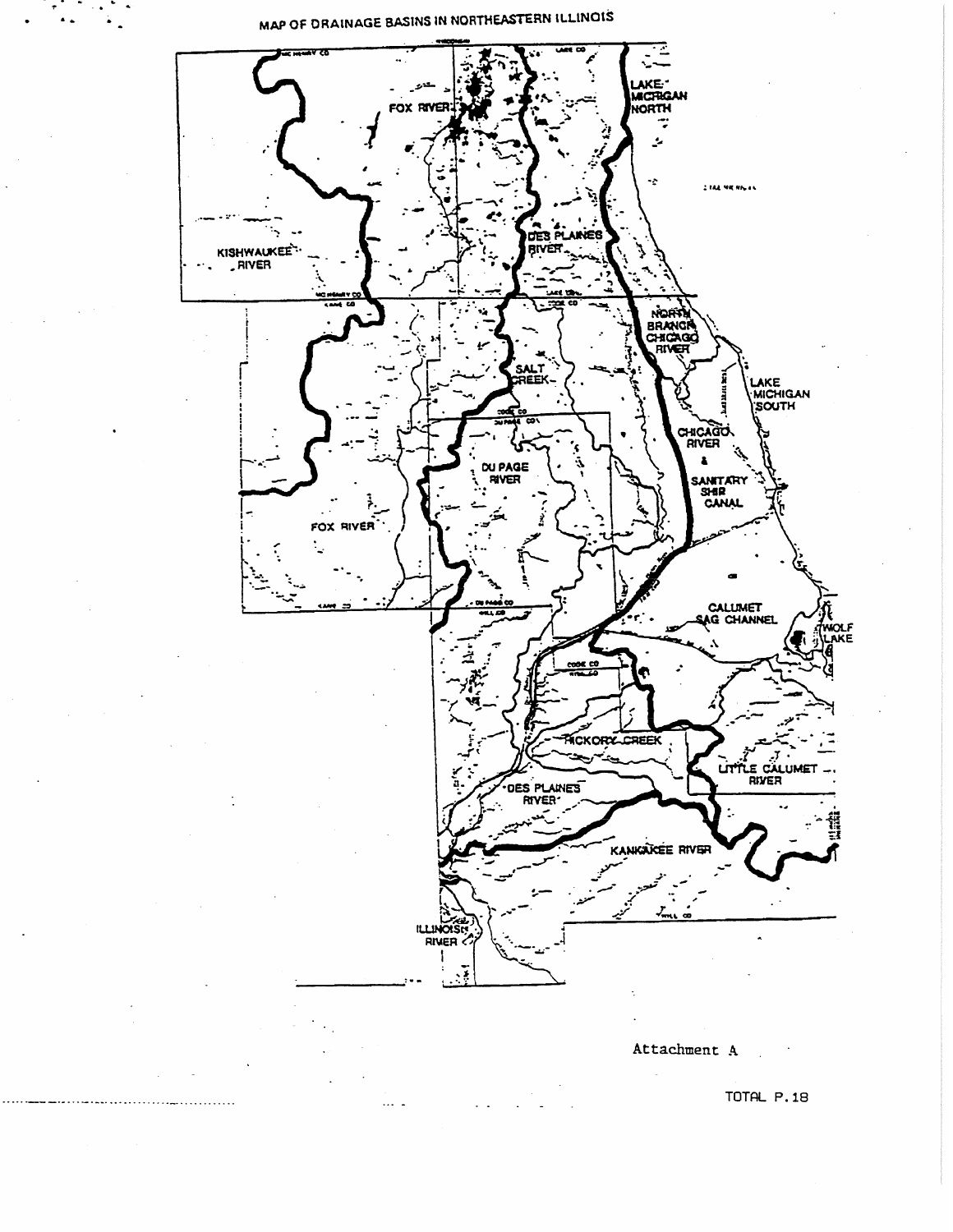# MAP OF DRAINAGE BASINS IN NORTHEASTERN ILLINOIS

FOX RIVER

LAKE MICHIGAN NORTH

DES PLAINES RIVER

KISHWAUKEE RIVER

NORTH BRANCH CHICAGO RIVER

SALT CREEK

LAKE MICHIGAN SOUTH

CHICAGO RIVER & SANITARY SHIP CANAL

DU PAGE RIVER

FOX RIVER

CALUMET SAG CHANNEL

WOLF LAKE

HICKORY CREEK

LITTLE CALUMET RIVER

DES PLAINES RIVER

KANKAKEE RIVER

ILLINOIS RIVER

Attachment A